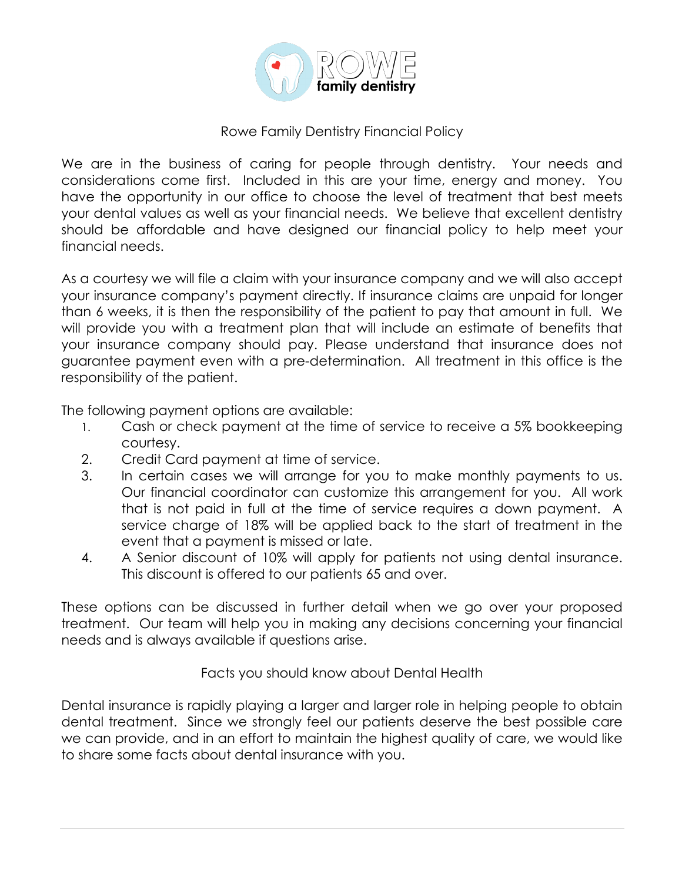ROWE family dentistry

# Rowe Family Dentistry Financial Policy

We are in the business of caring for people through dentistry. Your needs and considerations come first. Included in this are your time, energy and money. You have the opportunity in our office to choose the level of treatment that best meets your dental values as well as your financial needs. We believe that excellent dentistry should be affordable and have designed our financial policy to help meet your financial needs.

As a courtesy we will file a claim with your insurance company and we will also accept your insurance company's payment directly. If insurance claims are unpaid for longer than 6 weeks, it is then the responsibility of the patient to pay that amount in full. We will provide you with a treatment plan that will include an estimate of benefits that your insurance company should pay. Please understand that insurance does not guarantee payment even with a pre-determination. All treatment in this office is the responsibility of the patient.

The following payment options are available:

1. Cash or check payment at the time of service to receive a 5% bookkeeping courtesy.
2. Credit Card payment at time of service.
3. In certain cases we will arrange for you to make monthly payments to us. Our financial coordinator can customize this arrangement for you. All work that is not paid in full at the time of service requires a down payment. A service charge of 18% will be applied back to the start of treatment in the event that a payment is missed or late.
4. A Senior discount of 10% will apply for patients not using dental insurance. This discount is offered to our patients 65 and over.

These options can be discussed in further detail when we go over your proposed treatment. Our team will help you in making any decisions concerning your financial needs and is always available if questions arise.

## Facts you should know about Dental Health

Dental insurance is rapidly playing a larger and larger role in helping people to obtain dental treatment. Since we strongly feel our patients deserve the best possible care we can provide, and in an effort to maintain the highest quality of care, we would like to share some facts about dental insurance with you.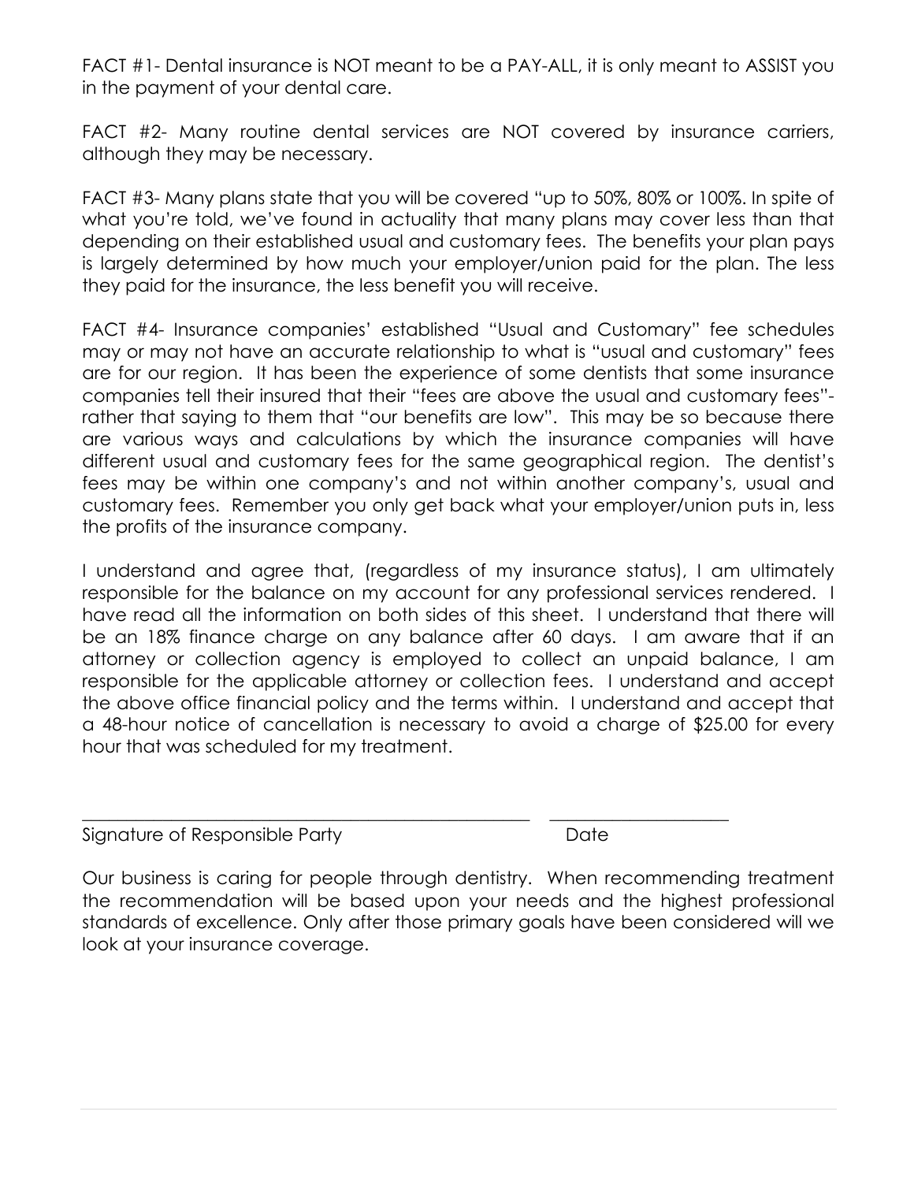FACT #1- Dental insurance is NOT meant to be a PAY-ALL, it is only meant to ASSIST you in the payment of your dental care.

FACT #2- Many routine dental services are NOT covered by insurance carriers, although they may be necessary.

FACT #3- Many plans state that you will be covered "up to 50%, 80% or 100%. In spite of what you're told, we've found in actuality that many plans may cover less than that depending on their established usual and customary fees. The benefits your plan pays is largely determined by how much your employer/union paid for the plan. The less they paid for the insurance, the less benefit you will receive.

FACT #4- Insurance companies' established "Usual and Customary" fee schedules may or may not have an accurate relationship to what is "usual and customary" fees are for our region. It has been the experience of some dentists that some insurance companies tell their insured that their "fees are above the usual and customary fees"- rather that saying to them that "our benefits are low". This may be so because there are various ways and calculations by which the insurance companies will have different usual and customary fees for the same geographical region. The dentist's fees may be within one company's and not within another company's, usual and customary fees. Remember you only get back what your employer/union puts in, less the profits of the insurance company.

I understand and agree that, (regardless of my insurance status), I am ultimately responsible for the balance on my account for any professional services rendered. I have read all the information on both sides of this sheet. I understand that there will be an 18% finance charge on any balance after 60 days. I am aware that if an attorney or collection agency is employed to collect an unpaid balance, I am responsible for the applicable attorney or collection fees. I understand and accept the above office financial policy and the terms within. I understand and accept that a 48-hour notice of cancellation is necessary to avoid a charge of $25.00 for every hour that was scheduled for my treatment.

\_\_\_\_\_\_\_\_\_\_\_\_\_\_\_\_\_\_\_\_\_\_\_\_\_\_\_\_\_\_\_\_\_\_\_\_\_\_\_\_\_\_\_\_ \_\_\_\_\_\_\_\_\_\_\_\_\_\_\_\_\_\_\_\_

Signature of Responsible Party Date

Our business is caring for people through dentistry. When recommending treatment the recommendation will be based upon your needs and the highest professional standards of excellence. Only after those primary goals have been considered will we look at your insurance coverage.